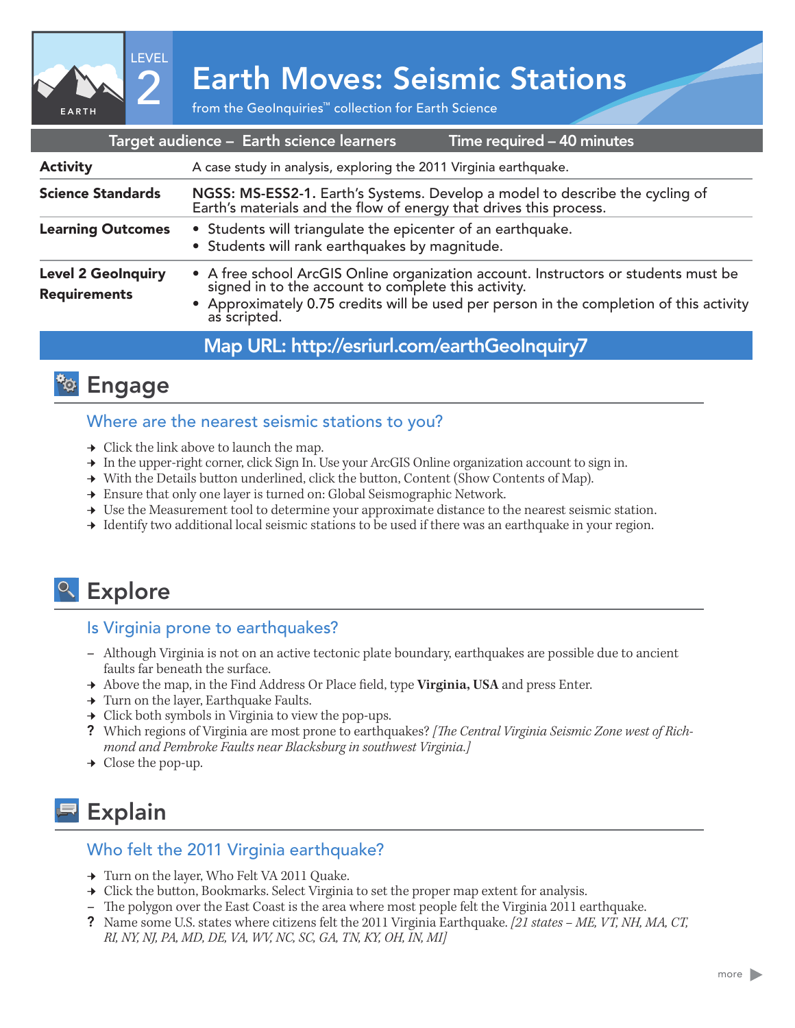LEVEL 2

# Earth Moves: Seismic Stations

from the GeoInquiries™ collection for Earth Science

EARTH

| Target audience – Earth science learners | Time required – 40 minutes |
| --- | --- |
| **Activity** | A case study in analysis, exploring the 2011 Virginia earthquake. |
| **Science Standards** | **NGSS: MS-ESS2-1.** Earth's Systems. Develop a model to describe the cycling of Earth's materials and the flow of energy that drives this process. |
| **Learning Outcomes** | • Students will triangulate the epicenter of an earthquake.<br>• Students will rank earthquakes by magnitude. |
| **Level 2 GeoInquiry Requirements** | • A free school ArcGIS Online organization account. Instructors or students must be signed in to the account to complete this activity.<br>• Approximately 0.75 credits will be used per person in the completion of this activity as scripted. |

**Map URL: http://esriurl.com/earthGeoInquiry7**

## Engage

### Where are the nearest seismic stations to you?

→ Click the link above to launch the map.
→ In the upper-right corner, click Sign In. Use your ArcGIS Online organization account to sign in.
→ With the Details button underlined, click the button, Content (Show Contents of Map).
→ Ensure that only one layer is turned on: Global Seismographic Network.
→ Use the Measurement tool to determine your approximate distance to the nearest seismic station.
→ Identify two additional local seismic stations to be used if there was an earthquake in your region.

## Explore

### Is Virginia prone to earthquakes?

– Although Virginia is not on an active tectonic plate boundary, earthquakes are possible due to ancient faults far beneath the surface.
→ Above the map, in the Find Address Or Place field, type **Virginia, USA** and press Enter.
→ Turn on the layer, Earthquake Faults.
→ Click both symbols in Virginia to view the pop-ups.
? Which regions of Virginia are most prone to earthquakes? *[The Central Virginia Seismic Zone west of Richmond and Pembroke Faults near Blacksburg in southwest Virginia.]*
→ Close the pop-up.

## Explain

### Who felt the 2011 Virginia earthquake?

→ Turn on the layer, Who Felt VA 2011 Quake.
→ Click the button, Bookmarks. Select Virginia to set the proper map extent for analysis.
– The polygon over the East Coast is the area where most people felt the Virginia 2011 earthquake.
? Name some U.S. states where citizens felt the 2011 Virginia Earthquake. *[21 states – ME, VT, NH, MA, CT, RI, NY, NJ, PA, MD, DE, VA, WV, NC, SC, GA, TN, KY, OH, IN, MI]*

more ▶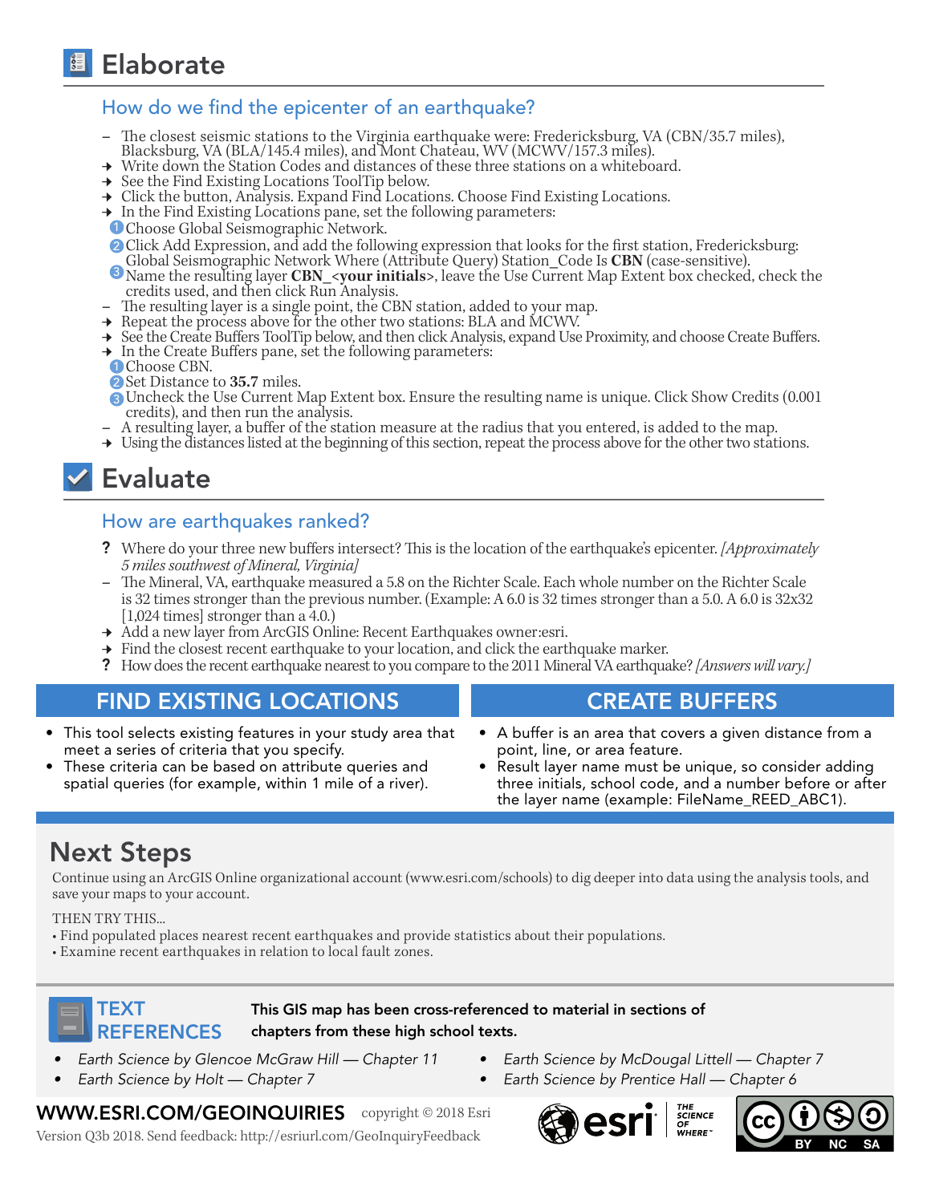# Elaborate

## How do we find the epicenter of an earthquake?

– The closest seismic stations to the Virginia earthquake were: Fredericksburg, VA (CBN/35.7 miles), Blacksburg, VA (BLA/145.4 miles), and Mont Chateau, WV (MCWV/157.3 miles).
→ Write down the Station Codes and distances of these three stations on a whiteboard.
→ See the Find Existing Locations ToolTip below.
→ Click the button, Analysis. Expand Find Locations. Choose Find Existing Locations.
→ In the Find Existing Locations pane, set the following parameters:
1. Choose Global Seismographic Network.
2. Click Add Expression, and add the following expression that looks for the first station, Fredericksburg: Global Seismographic Network Where (Attribute Query) Station_Code Is **CBN** (case-sensitive).
3. Name the resulting layer **CBN_<your initials>**, leave the Use Current Map Extent box checked, check the credits used, and then click Run Analysis.

– The resulting layer is a single point, the CBN station, added to your map.
→ Repeat the process above for the other two stations: BLA and MCWV.
→ See the Create Buffers ToolTip below, and then click Analysis, expand Use Proximity, and choose Create Buffers.
→ In the Create Buffers pane, set the following parameters:
1. Choose CBN.
2. Set Distance to **35.7** miles.
3. Uncheck the Use Current Map Extent box. Ensure the resulting name is unique. Click Show Credits (0.001 credits), and then run the analysis.

– A resulting layer, a buffer of the station measure at the radius that you entered, is added to the map.
→ Using the distances listed at the beginning of this section, repeat the process above for the other two stations.

# Evaluate

## How are earthquakes ranked?

? Where do your three new buffers intersect? This is the location of the earthquake's epicenter. *[Approximately 5 miles southwest of Mineral, Virginia]*
– The Mineral, VA, earthquake measured a 5.8 on the Richter Scale. Each whole number on the Richter Scale is 32 times stronger than the previous number. (Example: A 6.0 is 32 times stronger than a 5.0. A 6.0 is 32x32 [1,024 times] stronger than a 4.0.)
→ Add a new layer from ArcGIS Online: Recent Earthquakes owner:esri.
→ Find the closest recent earthquake to your location, and click the earthquake marker.
? How does the recent earthquake nearest to you compare to the 2011 Mineral VA earthquake? *[Answers will vary.]*

## FIND EXISTING LOCATIONS

- This tool selects existing features in your study area that meet a series of criteria that you specify.
- These criteria can be based on attribute queries and spatial queries (for example, within 1 mile of a river).

## CREATE BUFFERS

- A buffer is an area that covers a given distance from a point, line, or area feature.
- Result layer name must be unique, so consider adding three initials, school code, and a number before or after the layer name (example: FileName_REED_ABC1).

# Next Steps

Continue using an ArcGIS Online organizational account (www.esri.com/schools) to dig deeper into data using the analysis tools, and save your maps to your account.

THEN TRY THIS...

- Find populated places nearest recent earthquakes and provide statistics about their populations.
- Examine recent earthquakes in relation to local fault zones.

## TEXT REFERENCES

**This GIS map has been cross-referenced to material in sections of chapters from these high school texts.**

- *Earth Science by Glencoe McGraw Hill — Chapter 11*
- *Earth Science by Holt — Chapter 7*
- *Earth Science by McDougal Littell — Chapter 7*
- *Earth Science by Prentice Hall — Chapter 6*

WWW.ESRI.COM/GEOINQUIRIES copyright © 2018 Esri

Version Q3b 2018. Send feedback: http://esriurl.com/GeoInquiryFeedback